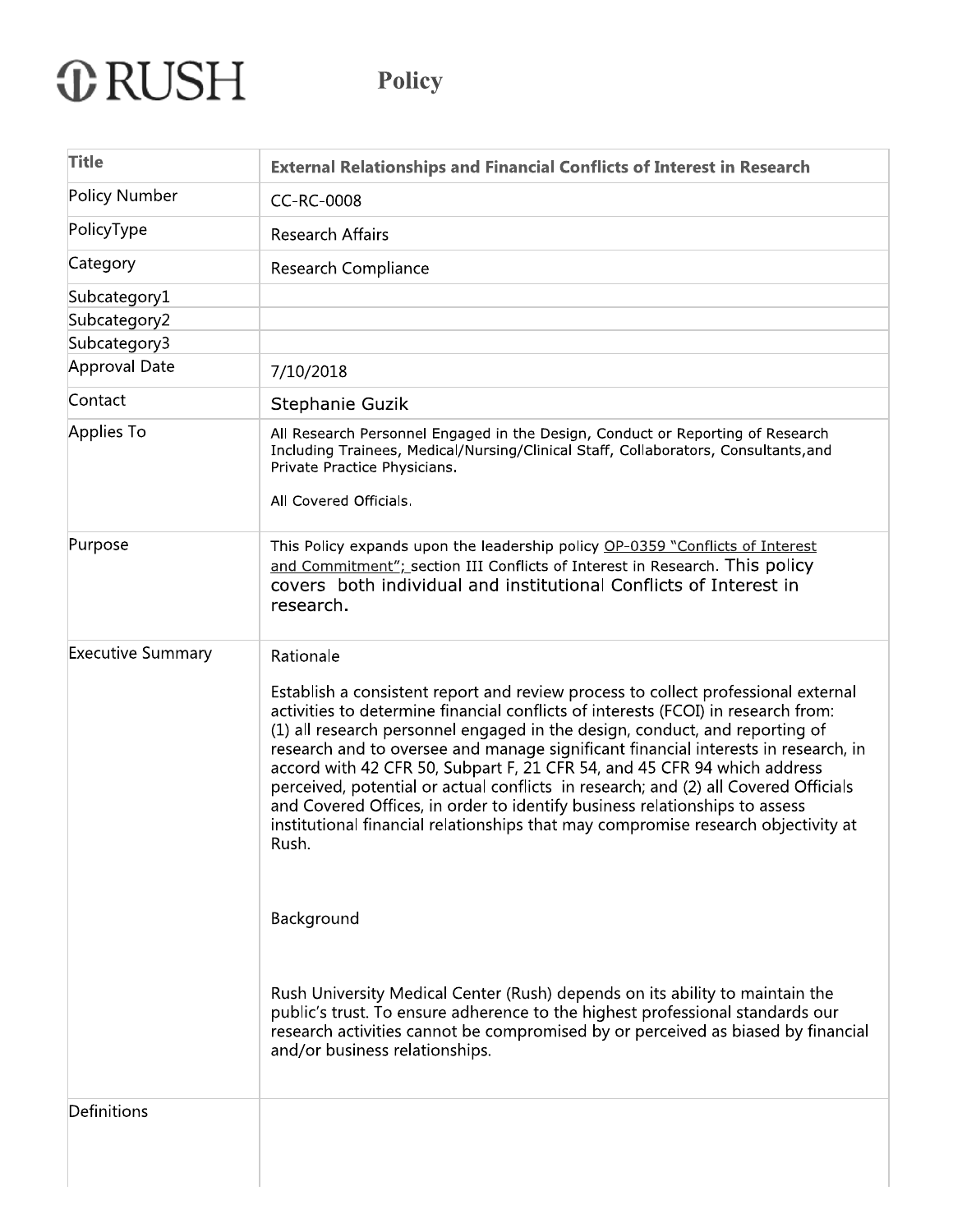# RUSH Policy

| Title | External Relationships and Financial Conflicts of Interest in Research |
|---|---|
| Policy Number | CC-RC-0008 |
| PolicyType | Research Affairs |
| Category | Research Compliance |
| Subcategory1 | |
| Subcategory2 | |
| Subcategory3 | |
| Approval Date | 7/10/2018 |
| Contact | Stephanie Guzik |
| Applies To | All Research Personnel Engaged in the Design, Conduct or Reporting of Research Including Trainees, Medical/Nursing/Clinical Staff, Collaborators, Consultants,and Private Practice Physicians.<br><br>All Covered Officials. |
| Purpose | This Policy expands upon the leadership policy OP-0359 "Conflicts of Interest and Commitment"; section III Conflicts of Interest in Research. This policy covers both individual and institutional Conflicts of Interest in research. |
| Executive Summary | Rationale<br><br>Establish a consistent report and review process to collect professional external activities to determine financial conflicts of interests (FCOI) in research from: (1) all research personnel engaged in the design, conduct, and reporting of research and to oversee and manage significant financial interests in research, in accord with 42 CFR 50, Subpart F, 21 CFR 54, and 45 CFR 94 which address perceived, potential or actual conflicts in research; and (2) all Covered Officials and Covered Offices, in order to identify business relationships to assess institutional financial relationships that may compromise research objectivity at Rush.<br><br>Background<br><br>Rush University Medical Center (Rush) depends on its ability to maintain the public's trust. To ensure adherence to the highest professional standards our research activities cannot be compromised by or perceived as biased by financial and/or business relationships. |
| Definitions | |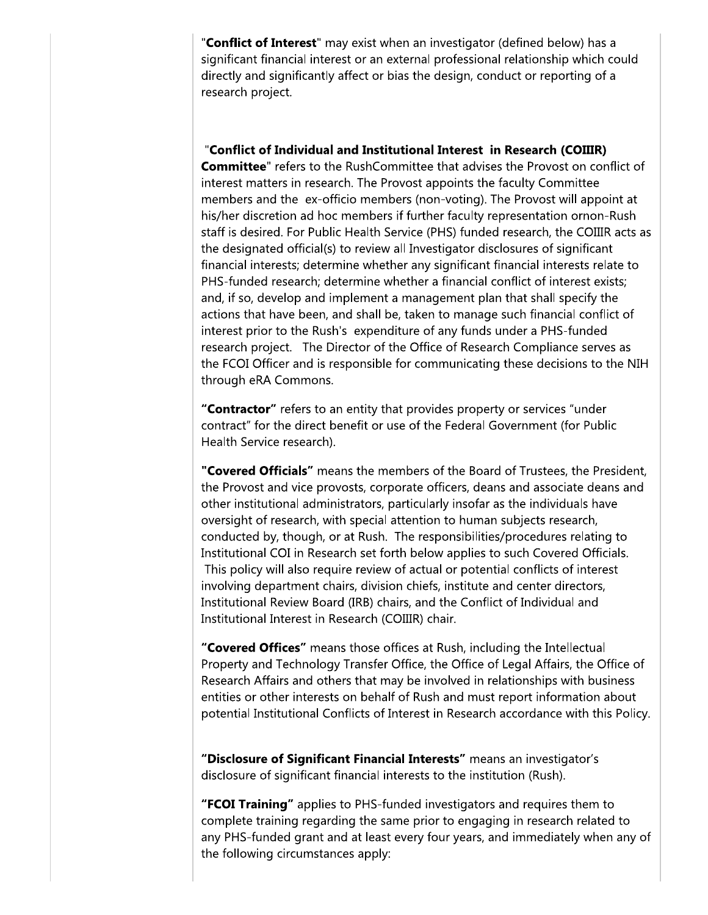"**Conflict of Interest**" may exist when an investigator (defined below) has a significant financial interest or an external professional relationship which could directly and significantly affect or bias the design, conduct or reporting of a research project.

"**Conflict of Individual and Institutional Interest in Research (COIIIR) Committee**" refers to the RushCommittee that advises the Provost on conflict of interest matters in research. The Provost appoints the faculty Committee members and the ex-officio members (non-voting). The Provost will appoint at his/her discretion ad hoc members if further faculty representation ornon-Rush staff is desired. For Public Health Service (PHS) funded research, the COIIIR acts as the designated official(s) to review all Investigator disclosures of significant financial interests; determine whether any significant financial interests relate to PHS-funded research; determine whether a financial conflict of interest exists; and, if so, develop and implement a management plan that shall specify the actions that have been, and shall be, taken to manage such financial conflict of interest prior to the Rush's expenditure of any funds under a PHS-funded research project. The Director of the Office of Research Compliance serves as the FCOI Officer and is responsible for communicating these decisions to the NIH through eRA Commons.

**"Contractor"** refers to an entity that provides property or services "under contract" for the direct benefit or use of the Federal Government (for Public Health Service research).

**"Covered Officials"** means the members of the Board of Trustees, the President, the Provost and vice provosts, corporate officers, deans and associate deans and other institutional administrators, particularly insofar as the individuals have oversight of research, with special attention to human subjects research, conducted by, though, or at Rush. The responsibilities/procedures relating to Institutional COI in Research set forth below applies to such Covered Officials. This policy will also require review of actual or potential conflicts of interest involving department chairs, division chiefs, institute and center directors, Institutional Review Board (IRB) chairs, and the Conflict of Individual and Institutional Interest in Research (COIIIR) chair.

**"Covered Offices"** means those offices at Rush, including the Intellectual Property and Technology Transfer Office, the Office of Legal Affairs, the Office of Research Affairs and others that may be involved in relationships with business entities or other interests on behalf of Rush and must report information about potential Institutional Conflicts of Interest in Research accordance with this Policy.

**"Disclosure of Significant Financial Interests"** means an investigator's disclosure of significant financial interests to the institution (Rush).

**"FCOI Training"** applies to PHS-funded investigators and requires them to complete training regarding the same prior to engaging in research related to any PHS-funded grant and at least every four years, and immediately when any of the following circumstances apply: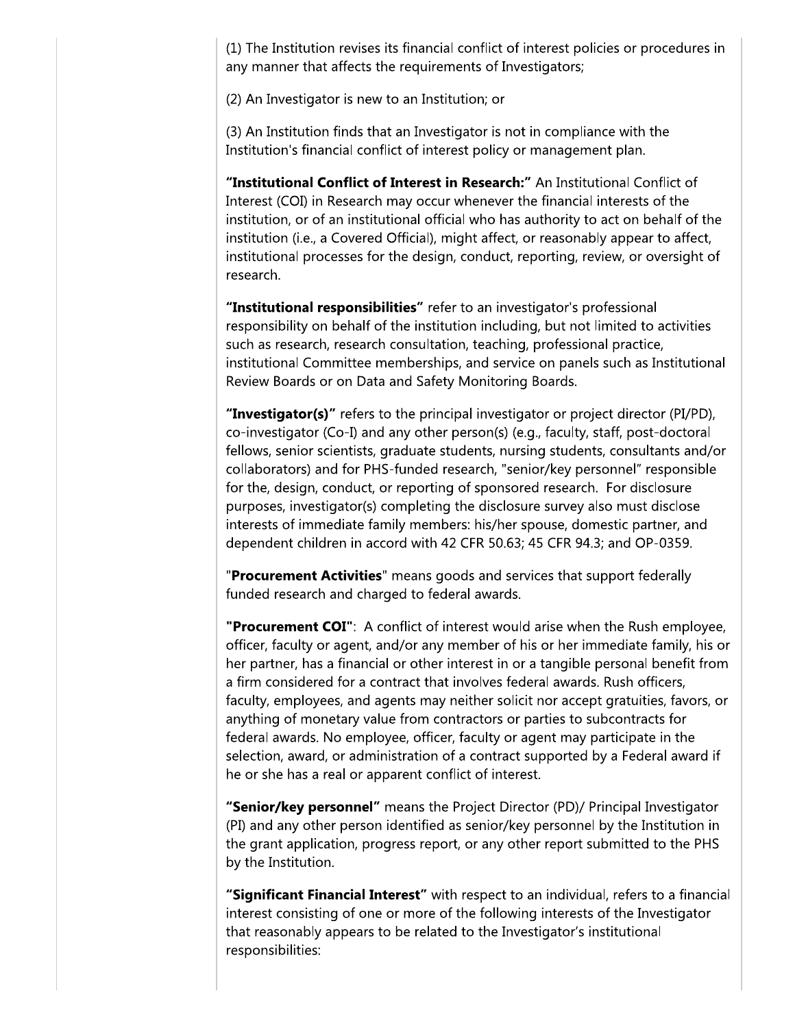(1) The Institution revises its financial conflict of interest policies or procedures in any manner that affects the requirements of Investigators;

(2) An Investigator is new to an Institution; or

(3) An Institution finds that an Investigator is not in compliance with the Institution's financial conflict of interest policy or management plan.

**"Institutional Conflict of Interest in Research:"** An Institutional Conflict of Interest (COI) in Research may occur whenever the financial interests of the institution, or of an institutional official who has authority to act on behalf of the institution (i.e., a Covered Official), might affect, or reasonably appear to affect, institutional processes for the design, conduct, reporting, review, or oversight of research.

**"Institutional responsibilities"** refer to an investigator's professional responsibility on behalf of the institution including, but not limited to activities such as research, research consultation, teaching, professional practice, institutional Committee memberships, and service on panels such as Institutional Review Boards or on Data and Safety Monitoring Boards.

**"Investigator(s)"** refers to the principal investigator or project director (PI/PD), co-investigator (Co-I) and any other person(s) (e.g., faculty, staff, post-doctoral fellows, senior scientists, graduate students, nursing students, consultants and/or collaborators) and for PHS-funded research, "senior/key personnel" responsible for the, design, conduct, or reporting of sponsored research. For disclosure purposes, investigator(s) completing the disclosure survey also must disclose interests of immediate family members: his/her spouse, domestic partner, and dependent children in accord with 42 CFR 50.63; 45 CFR 94.3; and OP-0359.

"**Procurement Activities**" means goods and services that support federally funded research and charged to federal awards.

**"Procurement COI"**: A conflict of interest would arise when the Rush employee, officer, faculty or agent, and/or any member of his or her immediate family, his or her partner, has a financial or other interest in or a tangible personal benefit from a firm considered for a contract that involves federal awards. Rush officers, faculty, employees, and agents may neither solicit nor accept gratuities, favors, or anything of monetary value from contractors or parties to subcontracts for federal awards. No employee, officer, faculty or agent may participate in the selection, award, or administration of a contract supported by a Federal award if he or she has a real or apparent conflict of interest.

**"Senior/key personnel"** means the Project Director (PD)/ Principal Investigator (PI) and any other person identified as senior/key personnel by the Institution in the grant application, progress report, or any other report submitted to the PHS by the Institution.

**"Significant Financial Interest"** with respect to an individual, refers to a financial interest consisting of one or more of the following interests of the Investigator that reasonably appears to be related to the Investigator's institutional responsibilities: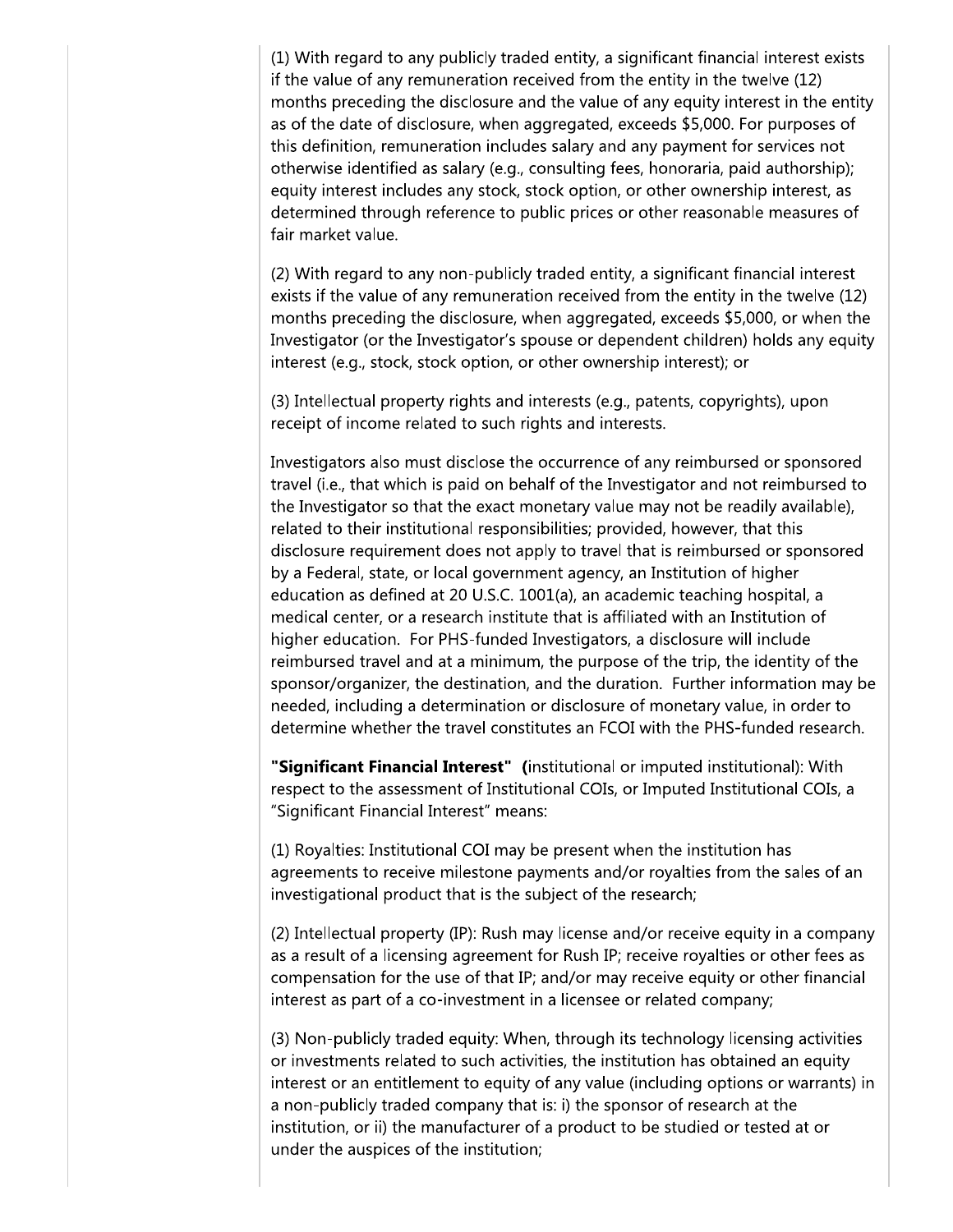(1) With regard to any publicly traded entity, a significant financial interest exists if the value of any remuneration received from the entity in the twelve (12) months preceding the disclosure and the value of any equity interest in the entity as of the date of disclosure, when aggregated, exceeds $5,000. For purposes of this definition, remuneration includes salary and any payment for services not otherwise identified as salary (e.g., consulting fees, honoraria, paid authorship); equity interest includes any stock, stock option, or other ownership interest, as determined through reference to public prices or other reasonable measures of fair market value.

(2) With regard to any non-publicly traded entity, a significant financial interest exists if the value of any remuneration received from the entity in the twelve (12) months preceding the disclosure, when aggregated, exceeds $5,000, or when the Investigator (or the Investigator's spouse or dependent children) holds any equity interest (e.g., stock, stock option, or other ownership interest); or

(3) Intellectual property rights and interests (e.g., patents, copyrights), upon receipt of income related to such rights and interests.

Investigators also must disclose the occurrence of any reimbursed or sponsored travel (i.e., that which is paid on behalf of the Investigator and not reimbursed to the Investigator so that the exact monetary value may not be readily available), related to their institutional responsibilities; provided, however, that this disclosure requirement does not apply to travel that is reimbursed or sponsored by a Federal, state, or local government agency, an Institution of higher education as defined at 20 U.S.C. 1001(a), an academic teaching hospital, a medical center, or a research institute that is affiliated with an Institution of higher education. For PHS-funded Investigators, a disclosure will include reimbursed travel and at a minimum, the purpose of the trip, the identity of the sponsor/organizer, the destination, and the duration. Further information may be needed, including a determination or disclosure of monetary value, in order to determine whether the travel constitutes an FCOI with the PHS-funded research.

**"Significant Financial Interest"** (institutional or imputed institutional): With respect to the assessment of Institutional COIs, or Imputed Institutional COIs, a "Significant Financial Interest" means:

(1) Royalties: Institutional COI may be present when the institution has agreements to receive milestone payments and/or royalties from the sales of an investigational product that is the subject of the research;

(2) Intellectual property (IP): Rush may license and/or receive equity in a company as a result of a licensing agreement for Rush IP; receive royalties or other fees as compensation for the use of that IP; and/or may receive equity or other financial interest as part of a co-investment in a licensee or related company;

(3) Non-publicly traded equity: When, through its technology licensing activities or investments related to such activities, the institution has obtained an equity interest or an entitlement to equity of any value (including options or warrants) in a non-publicly traded company that is: i) the sponsor of research at the institution, or ii) the manufacturer of a product to be studied or tested at or under the auspices of the institution;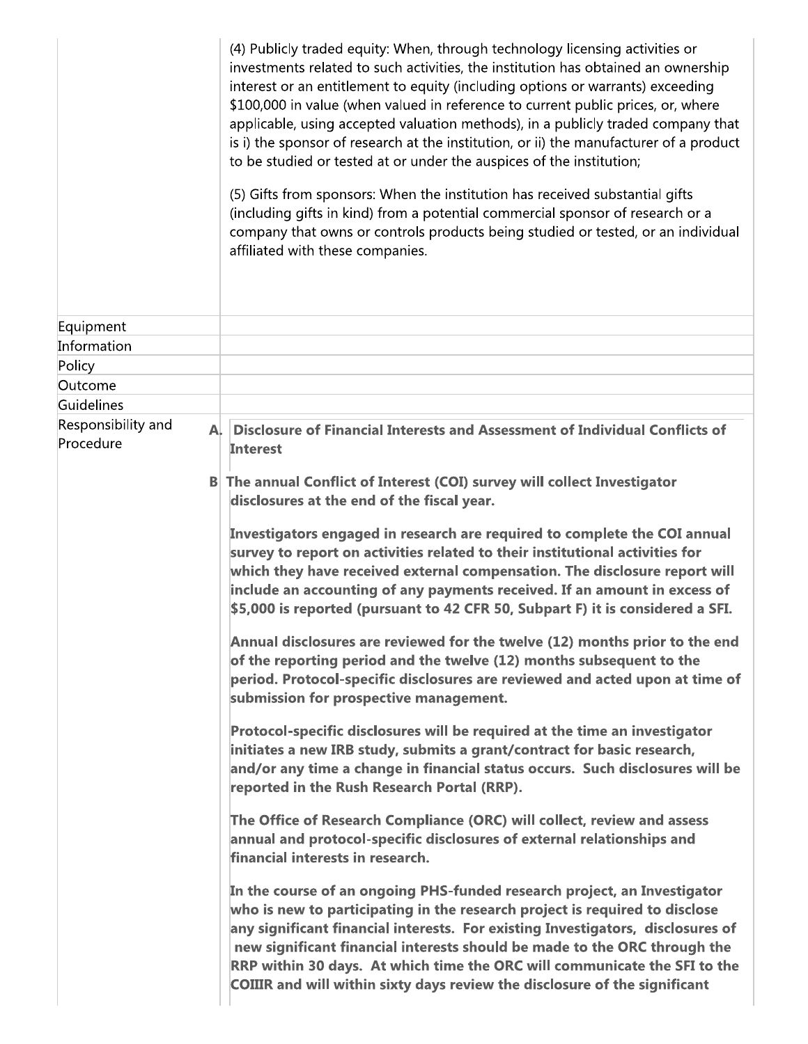| | |
|---|---|
| | (4) Publicly traded equity: When, through technology licensing activities or investments related to such activities, the institution has obtained an ownership interest or an entitlement to equity (including options or warrants) exceeding $100,000 in value (when valued in reference to current public prices, or, where applicable, using accepted valuation methods), in a publicly traded company that is i) the sponsor of research at the institution, or ii) the manufacturer of a product to be studied or tested at or under the auspices of the institution;<br><br>(5) Gifts from sponsors: When the institution has received substantial gifts (including gifts in kind) from a potential commercial sponsor of research or a company that owns or controls products being studied or tested, or an individual affiliated with these companies. |
| Equipment | |
| Information | |
| Policy | |
| Outcome | |
| Guidelines | |
| Responsibility and Procedure | **A. Disclosure of Financial Interests and Assessment of Individual Conflicts of Interest**<br><br>**B The annual Conflict of Interest (COI) survey will collect Investigator disclosures at the end of the fiscal year.**<br><br>**Investigators engaged in research are required to complete the COI annual survey to report on activities related to their institutional activities for which they have received external compensation. The disclosure report will include an accounting of any payments received. If an amount in excess of $5,000 is reported (pursuant to 42 CFR 50, Subpart F) it is considered a SFI.**<br><br>**Annual disclosures are reviewed for the twelve (12) months prior to the end of the reporting period and the twelve (12) months subsequent to the period. Protocol-specific disclosures are reviewed and acted upon at time of submission for prospective management.**<br><br>**Protocol-specific disclosures will be required at the time an investigator initiates a new IRB study, submits a grant/contract for basic research, and/or any time a change in financial status occurs. Such disclosures will be reported in the Rush Research Portal (RRP).**<br><br>**The Office of Research Compliance (ORC) will collect, review and assess annual and protocol-specific disclosures of external relationships and financial interests in research.**<br><br>**In the course of an ongoing PHS-funded research project, an Investigator who is new to participating in the research project is required to disclose any significant financial interests. For existing Investigators, disclosures of new significant financial interests should be made to the ORC through the RRP within 30 days. At which time the ORC will communicate the SFI to the COIIIR and will within sixty days review the disclosure of the significant** |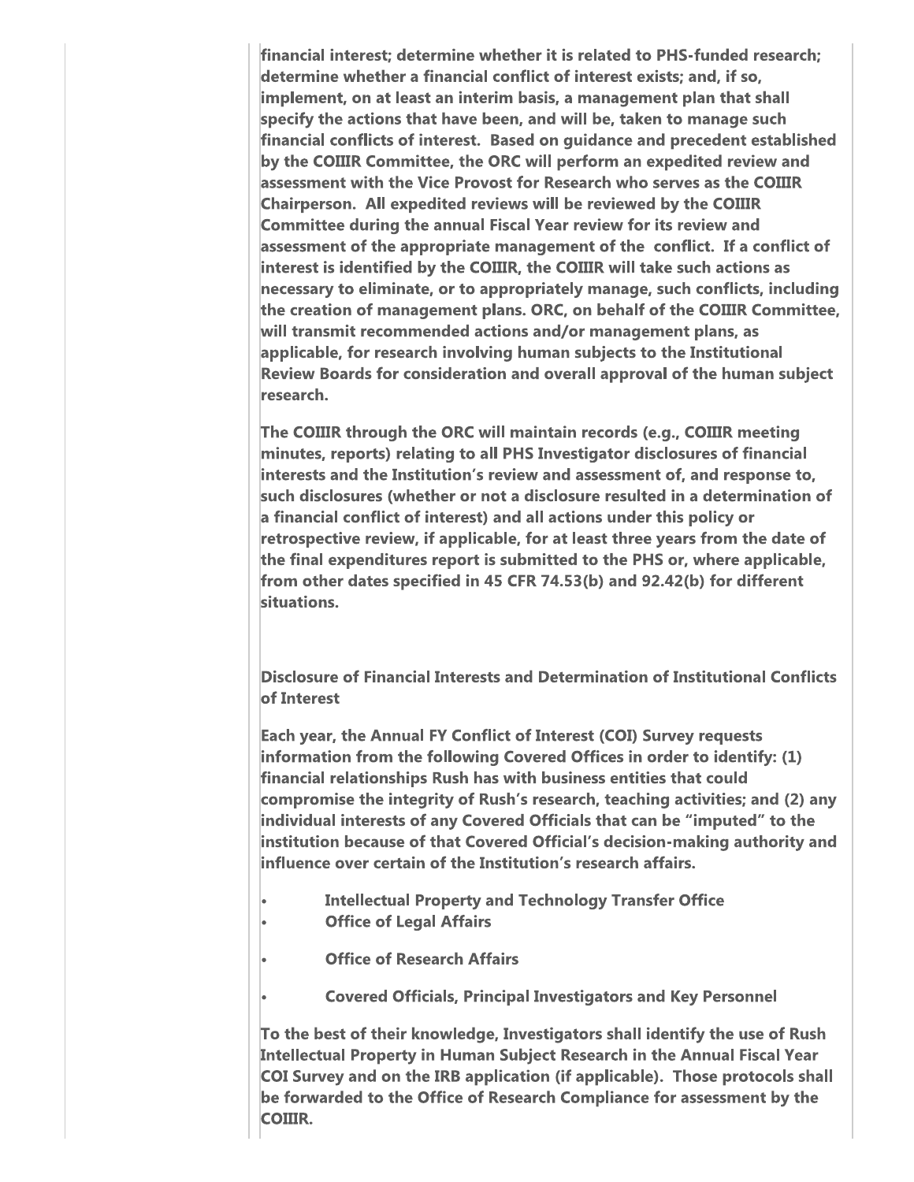**financial interest; determine whether it is related to PHS-funded research; determine whether a financial conflict of interest exists; and, if so, implement, on at least an interim basis, a management plan that shall specify the actions that have been, and will be, taken to manage such financial conflicts of interest. Based on guidance and precedent established by the COIIIR Committee, the ORC will perform an expedited review and assessment with the Vice Provost for Research who serves as the COIIIR Chairperson. All expedited reviews will be reviewed by the COIIIR Committee during the annual Fiscal Year review for its review and assessment of the appropriate management of the conflict. If a conflict of interest is identified by the COIIIR, the COIIIR will take such actions as necessary to eliminate, or to appropriately manage, such conflicts, including the creation of management plans. ORC, on behalf of the COIIIR Committee, will transmit recommended actions and/or management plans, as applicable, for research involving human subjects to the Institutional Review Boards for consideration and overall approval of the human subject research.**

**The COIIIR through the ORC will maintain records (e.g., COIIIR meeting minutes, reports) relating to all PHS Investigator disclosures of financial interests and the Institution's review and assessment of, and response to, such disclosures (whether or not a disclosure resulted in a determination of a financial conflict of interest) and all actions under this policy or retrospective review, if applicable, for at least three years from the date of the final expenditures report is submitted to the PHS or, where applicable, from other dates specified in 45 CFR 74.53(b) and 92.42(b) for different situations.**

**Disclosure of Financial Interests and Determination of Institutional Conflicts of Interest**

**Each year, the Annual FY Conflict of Interest (COI) Survey requests information from the following Covered Offices in order to identify: (1) financial relationships Rush has with business entities that could compromise the integrity of Rush's research, teaching activities; and (2) any individual interests of any Covered Officials that can be "imputed" to the institution because of that Covered Official's decision-making authority and influence over certain of the Institution's research affairs.**

- **Intellectual Property and Technology Transfer Office**
- **Office of Legal Affairs**
- **Office of Research Affairs**
- **Covered Officials, Principal Investigators and Key Personnel**

**To the best of their knowledge, Investigators shall identify the use of Rush Intellectual Property in Human Subject Research in the Annual Fiscal Year COI Survey and on the IRB application (if applicable). Those protocols shall be forwarded to the Office of Research Compliance for assessment by the COIIIR.**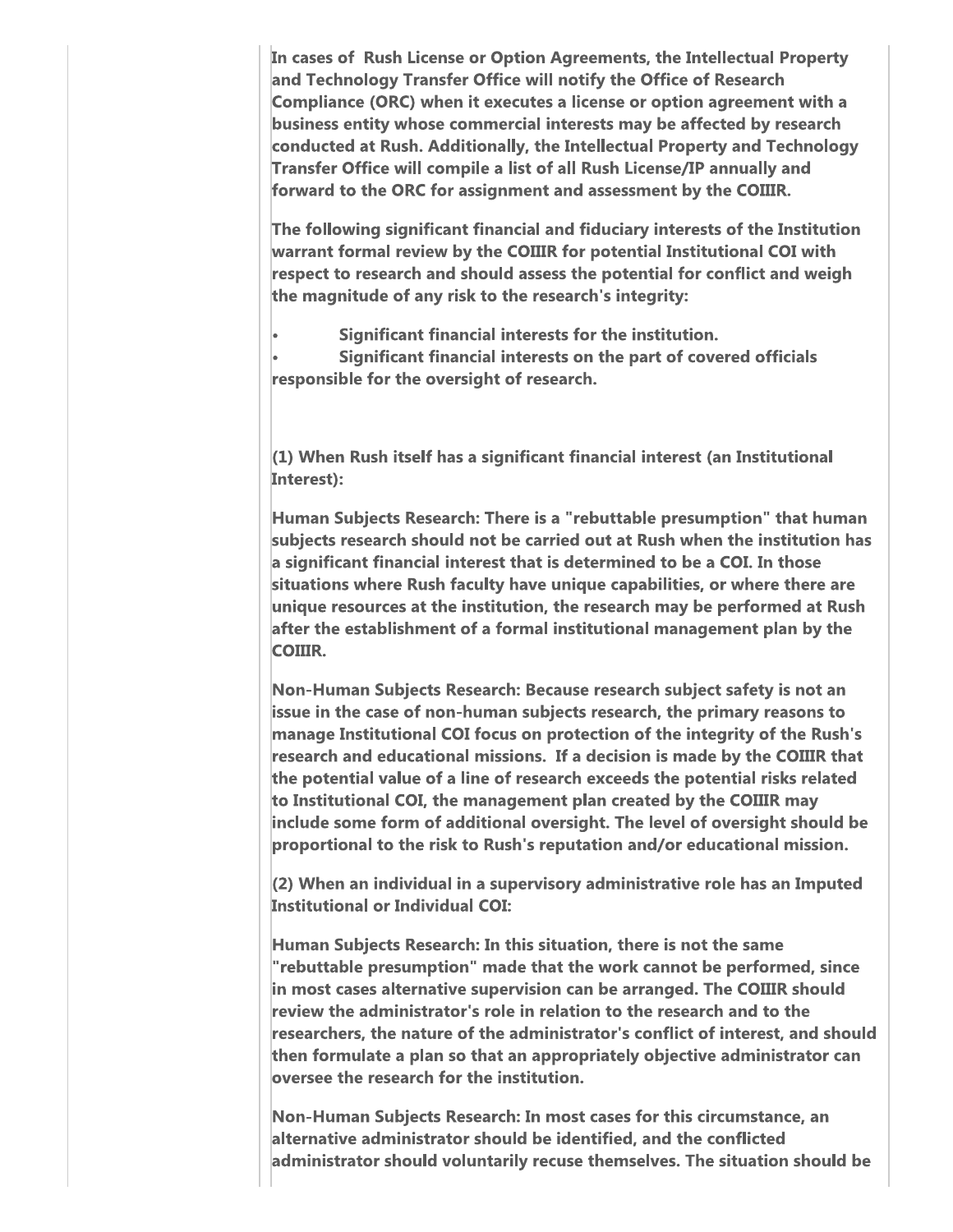**In cases of Rush License or Option Agreements, the Intellectual Property and Technology Transfer Office will notify the Office of Research Compliance (ORC) when it executes a license or option agreement with a business entity whose commercial interests may be affected by research conducted at Rush. Additionally, the Intellectual Property and Technology Transfer Office will compile a list of all Rush License/IP annually and forward to the ORC for assignment and assessment by the COIIIR.**

**The following significant financial and fiduciary interests of the Institution warrant formal review by the COIIIR for potential Institutional COI with respect to research and should assess the potential for conflict and weigh the magnitude of any risk to the research's integrity:**

- **Significant financial interests for the institution.**
- **Significant financial interests on the part of covered officials responsible for the oversight of research.**

**(1) When Rush itself has a significant financial interest (an Institutional Interest):**

**Human Subjects Research: There is a "rebuttable presumption" that human subjects research should not be carried out at Rush when the institution has a significant financial interest that is determined to be a COI. In those situations where Rush faculty have unique capabilities, or where there are unique resources at the institution, the research may be performed at Rush after the establishment of a formal institutional management plan by the COIIIR.**

**Non-Human Subjects Research: Because research subject safety is not an issue in the case of non-human subjects research, the primary reasons to manage Institutional COI focus on protection of the integrity of the Rush's research and educational missions. If a decision is made by the COIIIR that the potential value of a line of research exceeds the potential risks related to Institutional COI, the management plan created by the COIIIR may include some form of additional oversight. The level of oversight should be proportional to the risk to Rush's reputation and/or educational mission.**

**(2) When an individual in a supervisory administrative role has an Imputed Institutional or Individual COI:**

**Human Subjects Research: In this situation, there is not the same "rebuttable presumption" made that the work cannot be performed, since in most cases alternative supervision can be arranged. The COIIIR should review the administrator's role in relation to the research and to the researchers, the nature of the administrator's conflict of interest, and should then formulate a plan so that an appropriately objective administrator can oversee the research for the institution.**

**Non-Human Subjects Research: In most cases for this circumstance, an alternative administrator should be identified, and the conflicted administrator should voluntarily recuse themselves. The situation should be**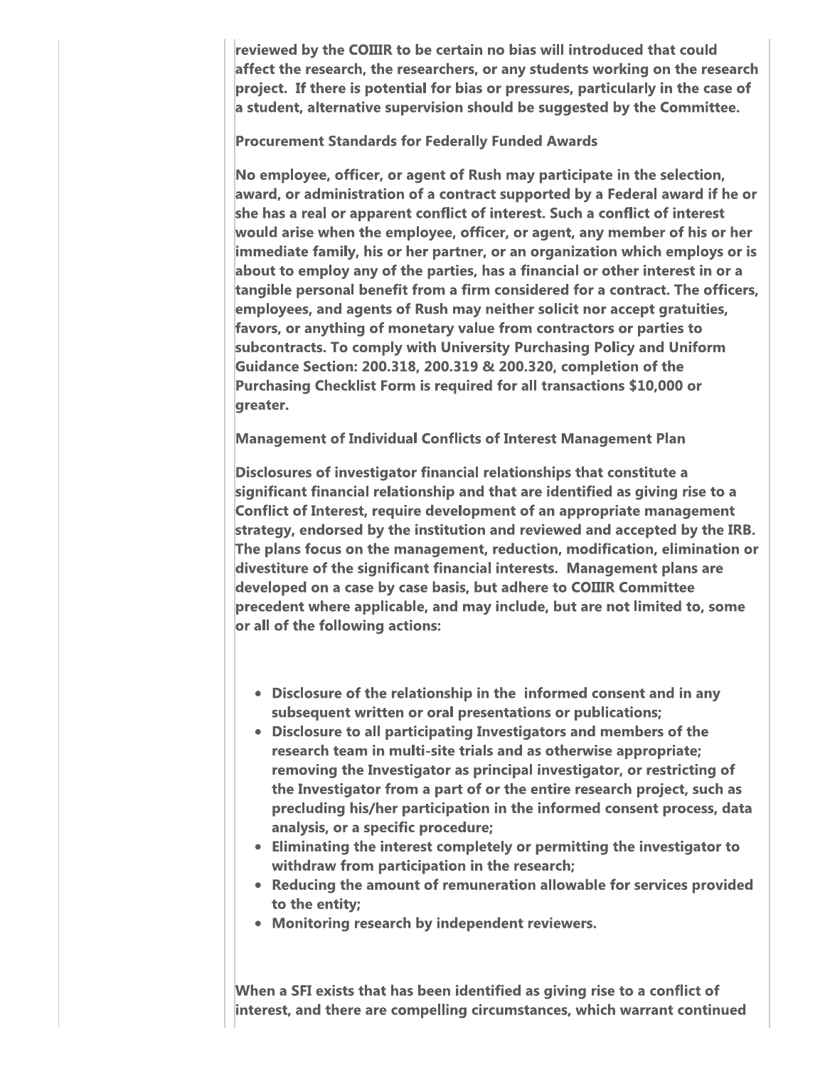reviewed by the COIIIR to be certain no bias will introduced that could affect the research, the researchers, or any students working on the research project. If there is potential for bias or pressures, particularly in the case of a student, alternative supervision should be suggested by the Committee.

**Procurement Standards for Federally Funded Awards**

No employee, officer, or agent of Rush may participate in the selection, award, or administration of a contract supported by a Federal award if he or she has a real or apparent conflict of interest. Such a conflict of interest would arise when the employee, officer, or agent, any member of his or her immediate family, his or her partner, or an organization which employs or is about to employ any of the parties, has a financial or other interest in or a tangible personal benefit from a firm considered for a contract. The officers, employees, and agents of Rush may neither solicit nor accept gratuities, favors, or anything of monetary value from contractors or parties to subcontracts. To comply with University Purchasing Policy and Uniform Guidance Section: 200.318, 200.319 & 200.320, completion of the Purchasing Checklist Form is required for all transactions $10,000 or greater.

**Management of Individual Conflicts of Interest Management Plan**

Disclosures of investigator financial relationships that constitute a significant financial relationship and that are identified as giving rise to a Conflict of Interest, require development of an appropriate management strategy, endorsed by the institution and reviewed and accepted by the IRB. The plans focus on the management, reduction, modification, elimination or divestiture of the significant financial interests. Management plans are developed on a case by case basis, but adhere to COIIIR Committee precedent where applicable, and may include, but are not limited to, some or all of the following actions:

- Disclosure of the relationship in the informed consent and in any subsequent written or oral presentations or publications;
- Disclosure to all participating Investigators and members of the research team in multi-site trials and as otherwise appropriate; removing the Investigator as principal investigator, or restricting of the Investigator from a part of or the entire research project, such as precluding his/her participation in the informed consent process, data analysis, or a specific procedure;
- Eliminating the interest completely or permitting the investigator to withdraw from participation in the research;
- Reducing the amount of remuneration allowable for services provided to the entity;
- Monitoring research by independent reviewers.

When a SFI exists that has been identified as giving rise to a conflict of interest, and there are compelling circumstances, which warrant continued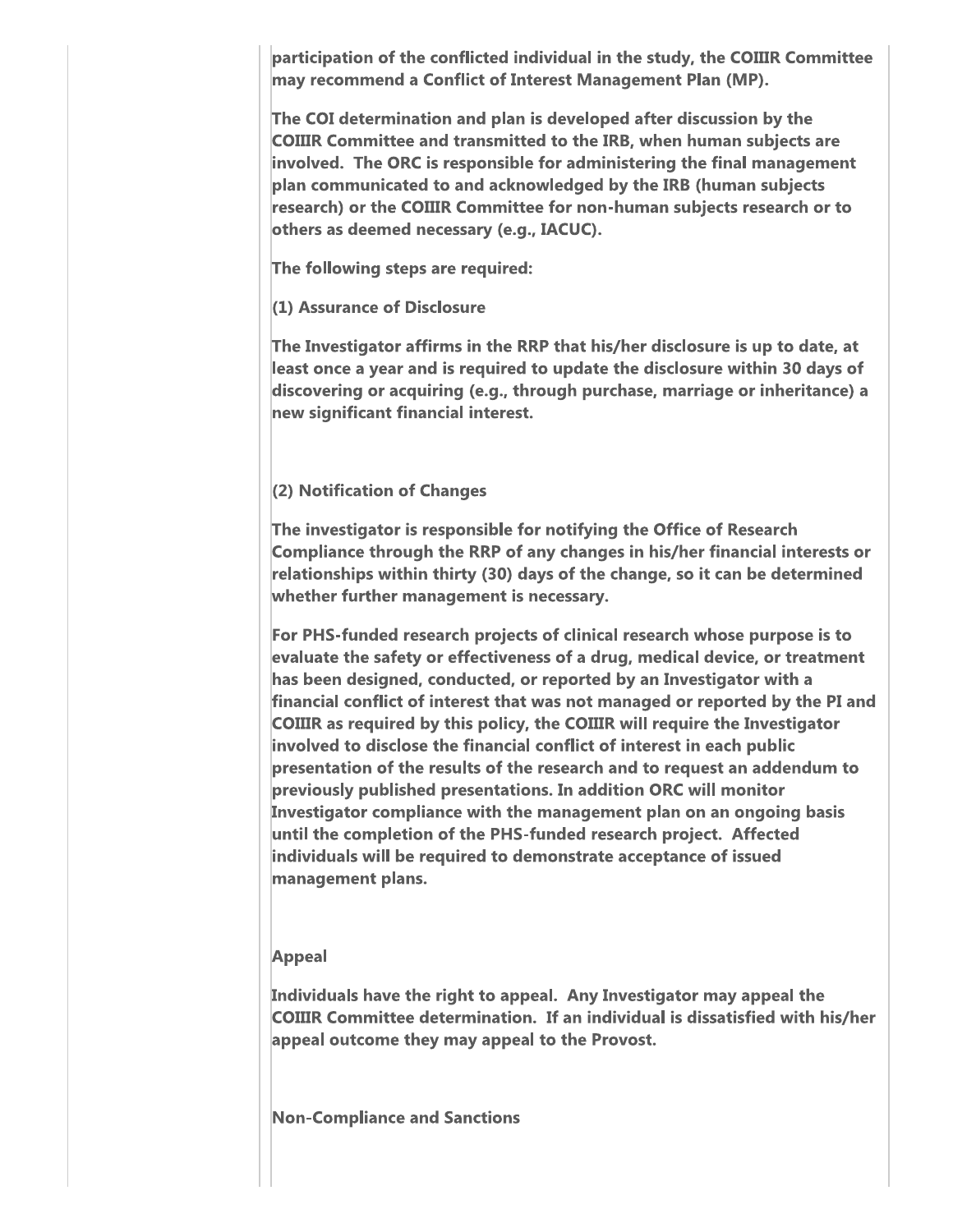participation of the conflicted individual in the study, the COIIIR Committee may recommend a Conflict of Interest Management Plan (MP).

The COI determination and plan is developed after discussion by the COIIIR Committee and transmitted to the IRB, when human subjects are involved. The ORC is responsible for administering the final management plan communicated to and acknowledged by the IRB (human subjects research) or the COIIIR Committee for non-human subjects research or to others as deemed necessary (e.g., IACUC).

The following steps are required:

(1) Assurance of Disclosure

The Investigator affirms in the RRP that his/her disclosure is up to date, at least once a year and is required to update the disclosure within 30 days of discovering or acquiring (e.g., through purchase, marriage or inheritance) a new significant financial interest.

(2) Notification of Changes

The investigator is responsible for notifying the Office of Research Compliance through the RRP of any changes in his/her financial interests or relationships within thirty (30) days of the change, so it can be determined whether further management is necessary.

For PHS-funded research projects of clinical research whose purpose is to evaluate the safety or effectiveness of a drug, medical device, or treatment has been designed, conducted, or reported by an Investigator with a financial conflict of interest that was not managed or reported by the PI and COIIIR as required by this policy, the COIIIR will require the Investigator involved to disclose the financial conflict of interest in each public presentation of the results of the research and to request an addendum to previously published presentations. In addition ORC will monitor Investigator compliance with the management plan on an ongoing basis until the completion of the PHS-funded research project. Affected individuals will be required to demonstrate acceptance of issued management plans.

**Appeal**

Individuals have the right to appeal. Any Investigator may appeal the COIIIR Committee determination. If an individual is dissatisfied with his/her appeal outcome they may appeal to the Provost.

**Non-Compliance and Sanctions**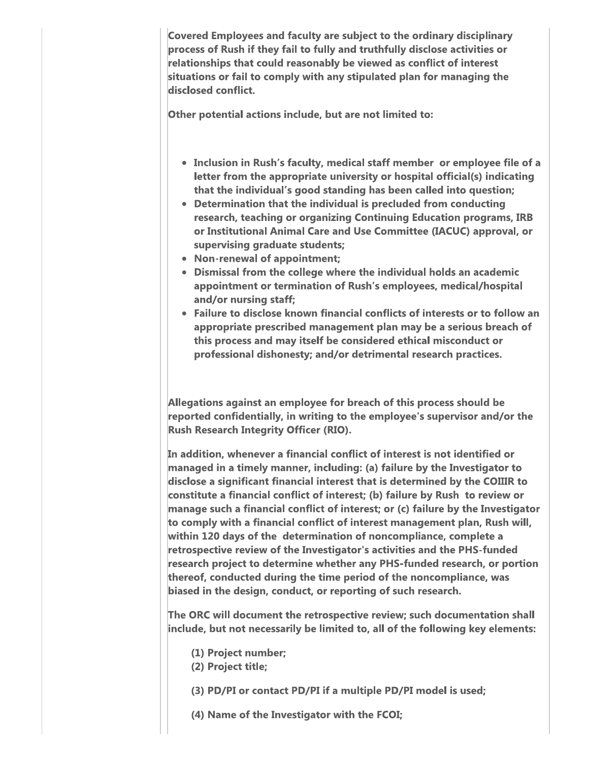**Covered Employees and faculty are subject to the ordinary disciplinary process of Rush if they fail to fully and truthfully disclose activities or relationships that could reasonably be viewed as conflict of interest situations or fail to comply with any stipulated plan for managing the disclosed conflict.**

**Other potential actions include, but are not limited to:**

- **Inclusion in Rush's faculty, medical staff member or employee file of a letter from the appropriate university or hospital official(s) indicating that the individual's good standing has been called into question;**
- **Determination that the individual is precluded from conducting research, teaching or organizing Continuing Education programs, IRB or Institutional Animal Care and Use Committee (IACUC) approval, or supervising graduate students;**
- **Non-renewal of appointment;**
- **Dismissal from the college where the individual holds an academic appointment or termination of Rush's employees, medical/hospital and/or nursing staff;**
- **Failure to disclose known financial conflicts of interests or to follow an appropriate prescribed management plan may be a serious breach of this process and may itself be considered ethical misconduct or professional dishonesty; and/or detrimental research practices.**

**Allegations against an employee for breach of this process should be reported confidentially, in writing to the employee's supervisor and/or the Rush Research Integrity Officer (RIO).**

**In addition, whenever a financial conflict of interest is not identified or managed in a timely manner, including: (a) failure by the Investigator to disclose a significant financial interest that is determined by the COIIIR to constitute a financial conflict of interest; (b) failure by Rush to review or manage such a financial conflict of interest; or (c) failure by the Investigator to comply with a financial conflict of interest management plan, Rush will, within 120 days of the determination of noncompliance, complete a retrospective review of the Investigator's activities and the PHS-funded research project to determine whether any PHS-funded research, or portion thereof, conducted during the time period of the noncompliance, was biased in the design, conduct, or reporting of such research.**

**The ORC will document the retrospective review; such documentation shall include, but not necessarily be limited to, all of the following key elements:**

**(1) Project number;**
**(2) Project title;**

**(3) PD/PI or contact PD/PI if a multiple PD/PI model is used;**

**(4) Name of the Investigator with the FCOI;**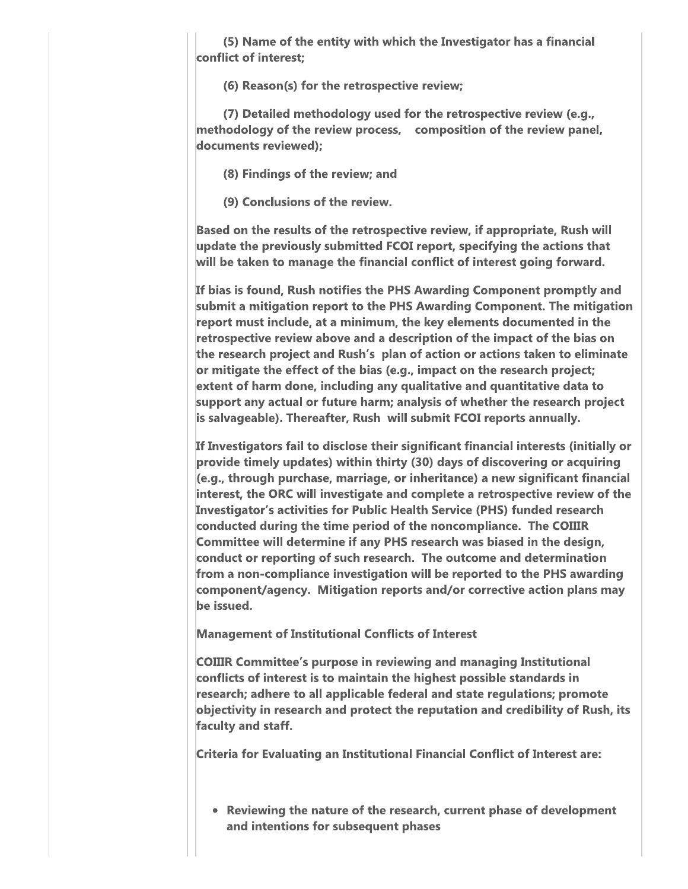**(5) Name of the entity with which the Investigator has a financial conflict of interest;**

**(6) Reason(s) for the retrospective review;**

**(7) Detailed methodology used for the retrospective review (e.g., methodology of the review process, composition of the review panel, documents reviewed);**

**(8) Findings of the review; and**

**(9) Conclusions of the review.**

**Based on the results of the retrospective review, if appropriate, Rush will update the previously submitted FCOI report, specifying the actions that will be taken to manage the financial conflict of interest going forward.**

**If bias is found, Rush notifies the PHS Awarding Component promptly and submit a mitigation report to the PHS Awarding Component. The mitigation report must include, at a minimum, the key elements documented in the retrospective review above and a description of the impact of the bias on the research project and Rush's plan of action or actions taken to eliminate or mitigate the effect of the bias (e.g., impact on the research project; extent of harm done, including any qualitative and quantitative data to support any actual or future harm; analysis of whether the research project is salvageable). Thereafter, Rush will submit FCOI reports annually.**

**If Investigators fail to disclose their significant financial interests (initially or provide timely updates) within thirty (30) days of discovering or acquiring (e.g., through purchase, marriage, or inheritance) a new significant financial interest, the ORC will investigate and complete a retrospective review of the Investigator's activities for Public Health Service (PHS) funded research conducted during the time period of the noncompliance. The COIIIR Committee will determine if any PHS research was biased in the design, conduct or reporting of such research. The outcome and determination from a non-compliance investigation will be reported to the PHS awarding component/agency. Mitigation reports and/or corrective action plans may be issued.**

**Management of Institutional Conflicts of Interest**

**COIIIR Committee's purpose in reviewing and managing Institutional conflicts of interest is to maintain the highest possible standards in research; adhere to all applicable federal and state regulations; promote objectivity in research and protect the reputation and credibility of Rush, its faculty and staff.**

**Criteria for Evaluating an Institutional Financial Conflict of Interest are:**

- **Reviewing the nature of the research, current phase of development and intentions for subsequent phases**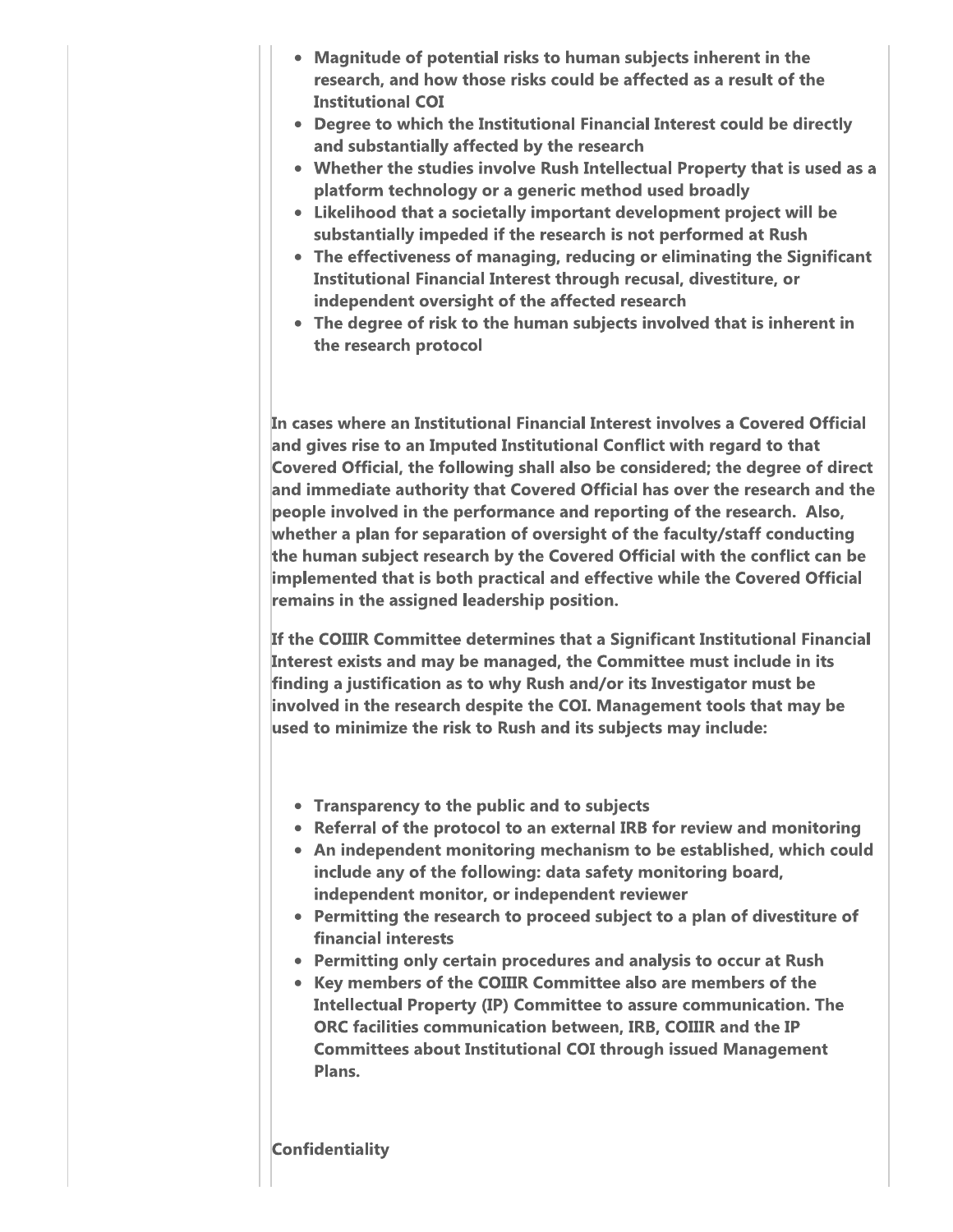- Magnitude of potential risks to human subjects inherent in the research, and how those risks could be affected as a result of the Institutional COI
- Degree to which the Institutional Financial Interest could be directly and substantially affected by the research
- Whether the studies involve Rush Intellectual Property that is used as a platform technology or a generic method used broadly
- Likelihood that a societally important development project will be substantially impeded if the research is not performed at Rush
- The effectiveness of managing, reducing or eliminating the Significant Institutional Financial Interest through recusal, divestiture, or independent oversight of the affected research
- The degree of risk to the human subjects involved that is inherent in the research protocol

In cases where an Institutional Financial Interest involves a Covered Official and gives rise to an Imputed Institutional Conflict with regard to that Covered Official, the following shall also be considered; the degree of direct and immediate authority that Covered Official has over the research and the people involved in the performance and reporting of the research. Also, whether a plan for separation of oversight of the faculty/staff conducting the human subject research by the Covered Official with the conflict can be implemented that is both practical and effective while the Covered Official remains in the assigned leadership position.

If the COIIIR Committee determines that a Significant Institutional Financial Interest exists and may be managed, the Committee must include in its finding a justification as to why Rush and/or its Investigator must be involved in the research despite the COI. Management tools that may be used to minimize the risk to Rush and its subjects may include:

- Transparency to the public and to subjects
- Referral of the protocol to an external IRB for review and monitoring
- An independent monitoring mechanism to be established, which could include any of the following: data safety monitoring board, independent monitor, or independent reviewer
- Permitting the research to proceed subject to a plan of divestiture of financial interests
- Permitting only certain procedures and analysis to occur at Rush
- Key members of the COIIIR Committee also are members of the Intellectual Property (IP) Committee to assure communication. The ORC facilities communication between, IRB, COIIIR and the IP Committees about Institutional COI through issued Management Plans.

**Confidentiality**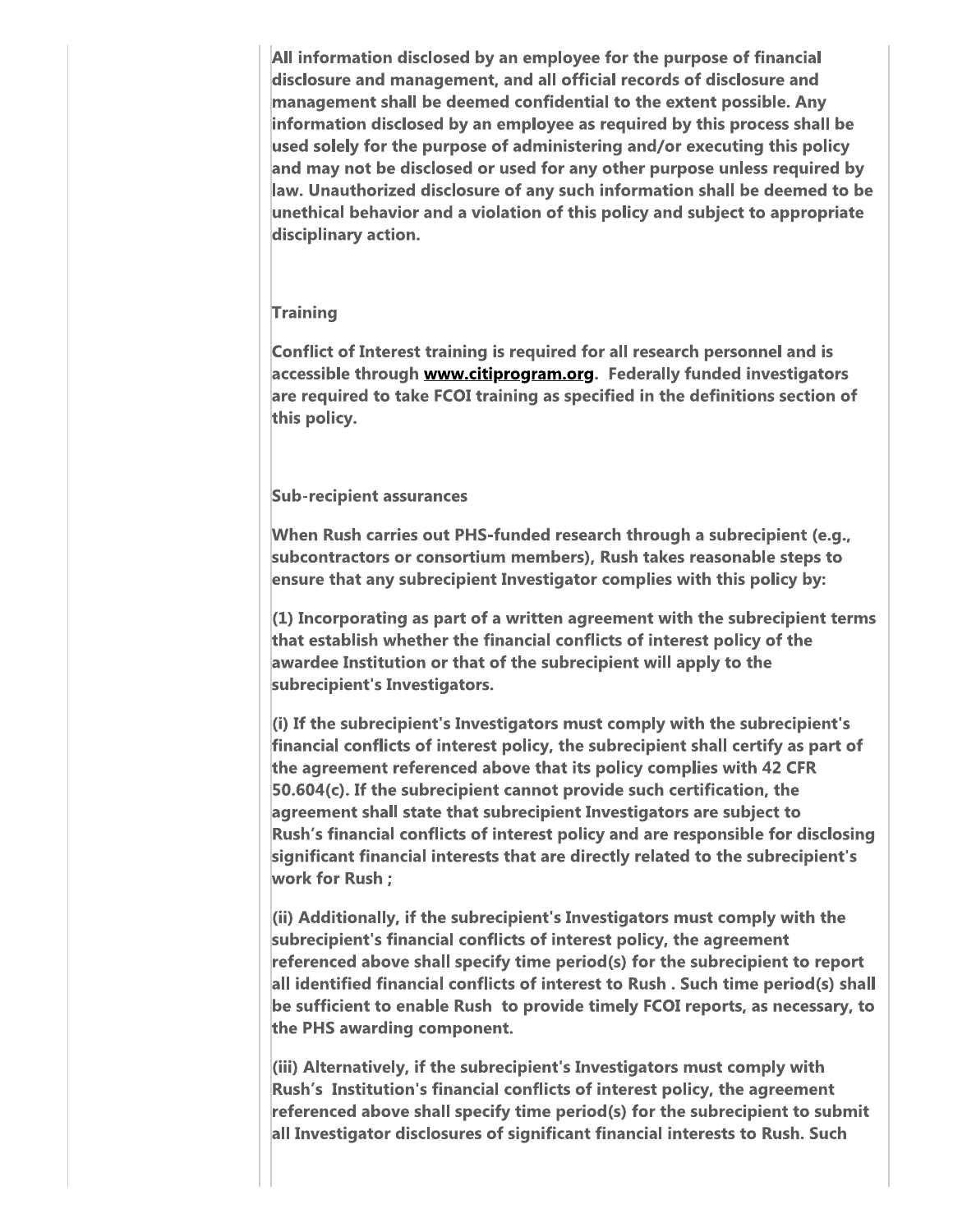**All information disclosed by an employee for the purpose of financial disclosure and management, and all official records of disclosure and management shall be deemed confidential to the extent possible. Any information disclosed by an employee as required by this process shall be used solely for the purpose of administering and/or executing this policy and may not be disclosed or used for any other purpose unless required by law. Unauthorized disclosure of any such information shall be deemed to be unethical behavior and a violation of this policy and subject to appropriate disciplinary action.**

**Training**

**Conflict of Interest training is required for all research personnel and is accessible through [www.citiprogram.org](http://www.citiprogram.org). Federally funded investigators are required to take FCOI training as specified in the definitions section of this policy.**

**Sub-recipient assurances**

**When Rush carries out PHS-funded research through a subrecipient (e.g., subcontractors or consortium members), Rush takes reasonable steps to ensure that any subrecipient Investigator complies with this policy by:**

**(1) Incorporating as part of a written agreement with the subrecipient terms that establish whether the financial conflicts of interest policy of the awardee Institution or that of the subrecipient will apply to the subrecipient's Investigators.**

**(i) If the subrecipient's Investigators must comply with the subrecipient's financial conflicts of interest policy, the subrecipient shall certify as part of the agreement referenced above that its policy complies with 42 CFR 50.604(c). If the subrecipient cannot provide such certification, the agreement shall state that subrecipient Investigators are subject to Rush's financial conflicts of interest policy and are responsible for disclosing significant financial interests that are directly related to the subrecipient's work for Rush ;**

**(ii) Additionally, if the subrecipient's Investigators must comply with the subrecipient's financial conflicts of interest policy, the agreement referenced above shall specify time period(s) for the subrecipient to report all identified financial conflicts of interest to Rush . Such time period(s) shall be sufficient to enable Rush to provide timely FCOI reports, as necessary, to the PHS awarding component.**

**(iii) Alternatively, if the subrecipient's Investigators must comply with Rush's Institution's financial conflicts of interest policy, the agreement referenced above shall specify time period(s) for the subrecipient to submit all Investigator disclosures of significant financial interests to Rush. Such**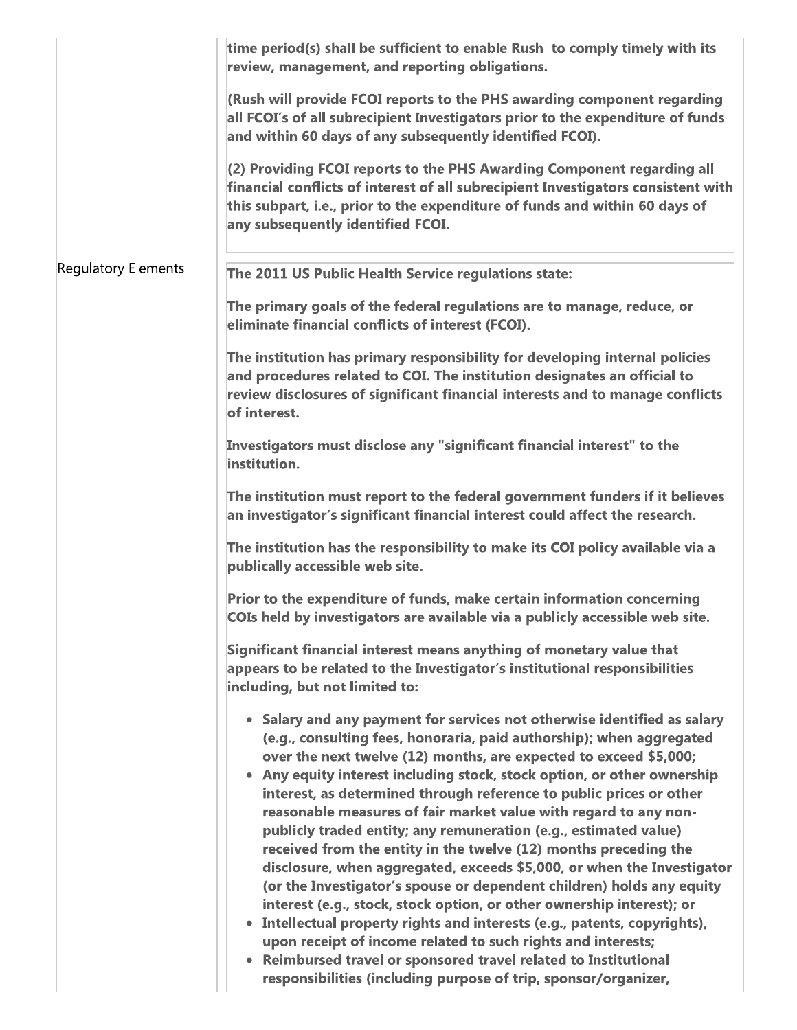| | |
|---|---|
| | **time period(s) shall be sufficient to enable Rush to comply timely with its review, management, and reporting obligations.**<br><br>**(Rush will provide FCOI reports to the PHS awarding component regarding all FCOI's of all subrecipient Investigators prior to the expenditure of funds and within 60 days of any subsequently identified FCOI).**<br><br>**(2) Providing FCOI reports to the PHS Awarding Component regarding all financial conflicts of interest of all subrecipient Investigators consistent with this subpart, i.e., prior to the expenditure of funds and within 60 days of any subsequently identified FCOI.** |
| Regulatory Elements | **The 2011 US Public Health Service regulations state:**<br><br>**The primary goals of the federal regulations are to manage, reduce, or eliminate financial conflicts of interest (FCOI).**<br><br>**The institution has primary responsibility for developing internal policies and procedures related to COI. The institution designates an official to review disclosures of significant financial interests and to manage conflicts of interest.**<br><br>**Investigators must disclose any "significant financial interest" to the institution.**<br><br>**The institution must report to the federal government funders if it believes an investigator's significant financial interest could affect the research.**<br><br>**The institution has the responsibility to make its COI policy available via a publically accessible web site.**<br><br>**Prior to the expenditure of funds, make certain information concerning COIs held by investigators are available via a publicly accessible web site.**<br><br>**Significant financial interest means anything of monetary value that appears to be related to the Investigator's institutional responsibilities including, but not limited to:**<br><br>• **Salary and any payment for services not otherwise identified as salary (e.g., consulting fees, honoraria, paid authorship); when aggregated over the next twelve (12) months, are expected to exceed $5,000;**<br>• **Any equity interest including stock, stock option, or other ownership interest, as determined through reference to public prices or other reasonable measures of fair market value with regard to any non-publicly traded entity; any remuneration (e.g., estimated value) received from the entity in the twelve (12) months preceding the disclosure, when aggregated, exceeds $5,000, or when the Investigator (or the Investigator's spouse or dependent children) holds any equity interest (e.g., stock, stock option, or other ownership interest); or**<br>• **Intellectual property rights and interests (e.g., patents, copyrights), upon receipt of income related to such rights and interests;**<br>• **Reimbursed travel or sponsored travel related to Institutional responsibilities (including purpose of trip, sponsor/organizer,** |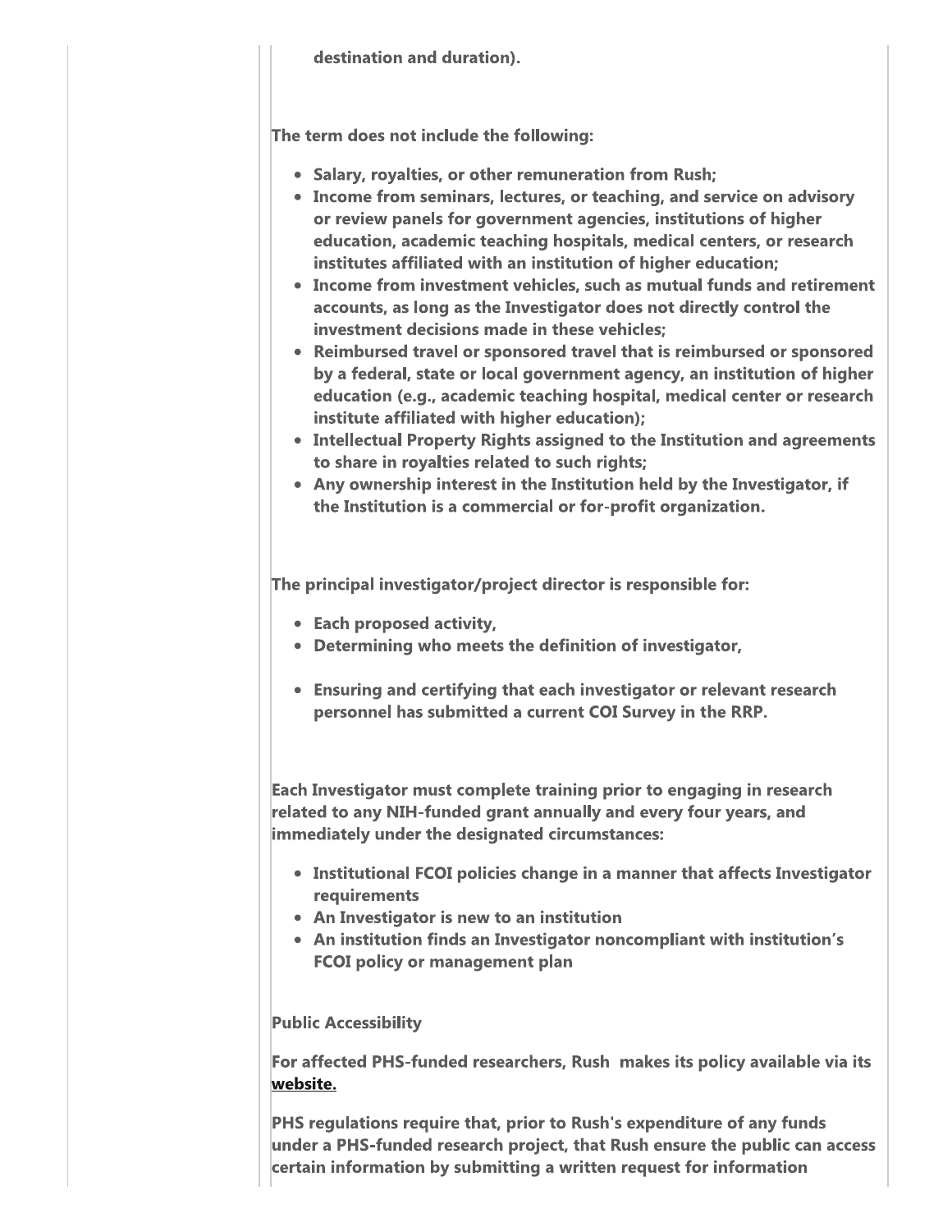destination and duration).

The term does not include the following:

- Salary, royalties, or other remuneration from Rush;
- Income from seminars, lectures, or teaching, and service on advisory or review panels for government agencies, institutions of higher education, academic teaching hospitals, medical centers, or research institutes affiliated with an institution of higher education;
- Income from investment vehicles, such as mutual funds and retirement accounts, as long as the Investigator does not directly control the investment decisions made in these vehicles;
- Reimbursed travel or sponsored travel that is reimbursed or sponsored by a federal, state or local government agency, an institution of higher education (e.g., academic teaching hospital, medical center or research institute affiliated with higher education);
- Intellectual Property Rights assigned to the Institution and agreements to share in royalties related to such rights;
- Any ownership interest in the Institution held by the Investigator, if the Institution is a commercial or for-profit organization.

The principal investigator/project director is responsible for:

- Each proposed activity,
- Determining who meets the definition of investigator,
- Ensuring and certifying that each investigator or relevant research personnel has submitted a current COI Survey in the RRP.

Each Investigator must complete training prior to engaging in research related to any NIH-funded grant annually and every four years, and immediately under the designated circumstances:

- Institutional FCOI policies change in a manner that affects Investigator requirements
- An Investigator is new to an institution
- An institution finds an Investigator noncompliant with institution's FCOI policy or management plan

**Public Accessibility**

For affected PHS-funded researchers, Rush makes its policy available via its **website.**

PHS regulations require that, prior to Rush's expenditure of any funds under a PHS-funded research project, that Rush ensure the public can access certain information by submitting a written request for information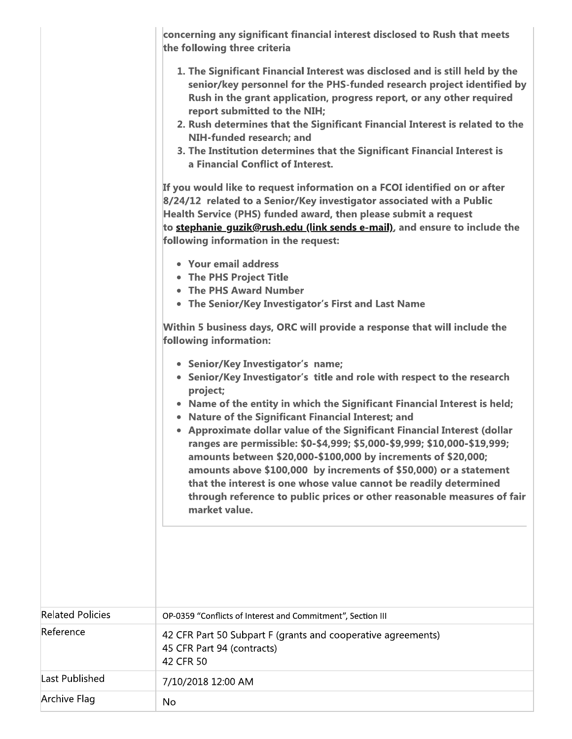**concerning any significant financial interest disclosed to Rush that meets the following three criteria**

1. **The Significant Financial Interest was disclosed and is still held by the senior/key personnel for the PHS-funded research project identified by Rush in the grant application, progress report, or any other required report submitted to the NIH;**
2. **Rush determines that the Significant Financial Interest is related to the NIH-funded research; and**
3. **The Institution determines that the Significant Financial Interest is a Financial Conflict of Interest.**

**If you would like to request information on a FCOI identified on or after 8/24/12 related to a Senior/Key investigator associated with a Public Health Service (PHS) funded award, then please submit a request to stephanie_guzik@rush.edu (link sends e-mail), and ensure to include the following information in the request:**

- **Your email address**
- **The PHS Project Title**
- **The PHS Award Number**
- **The Senior/Key Investigator's First and Last Name**

**Within 5 business days, ORC will provide a response that will include the following information:**

- **Senior/Key Investigator's name;**
- **Senior/Key Investigator's title and role with respect to the research project;**
- **Name of the entity in which the Significant Financial Interest is held;**
- **Nature of the Significant Financial Interest; and**
- **Approximate dollar value of the Significant Financial Interest (dollar ranges are permissible: $0-$4,999; $5,000-$9,999; $10,000-$19,999; amounts between $20,000-$100,000 by increments of $20,000; amounts above $100,000 by increments of $50,000) or a statement that the interest is one whose value cannot be readily determined through reference to public prices or other reasonable measures of fair market value.**

| | |
|---|---|
| Related Policies | OP-0359 "Conflicts of Interest and Commitment", Section III |
| Reference | 42 CFR Part 50 Subpart F (grants and cooperative agreements)<br>45 CFR Part 94 (contracts)<br>42 CFR 50 |
| Last Published | 7/10/2018 12:00 AM |
| Archive Flag | No |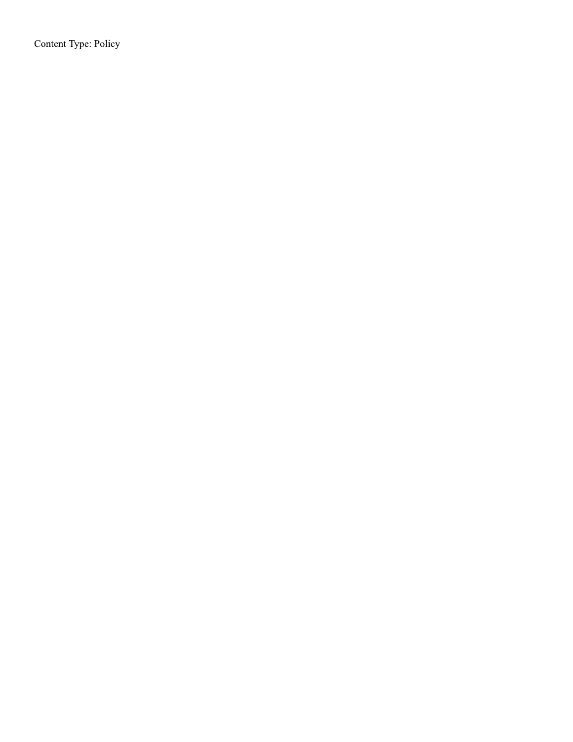Content Type: Policy